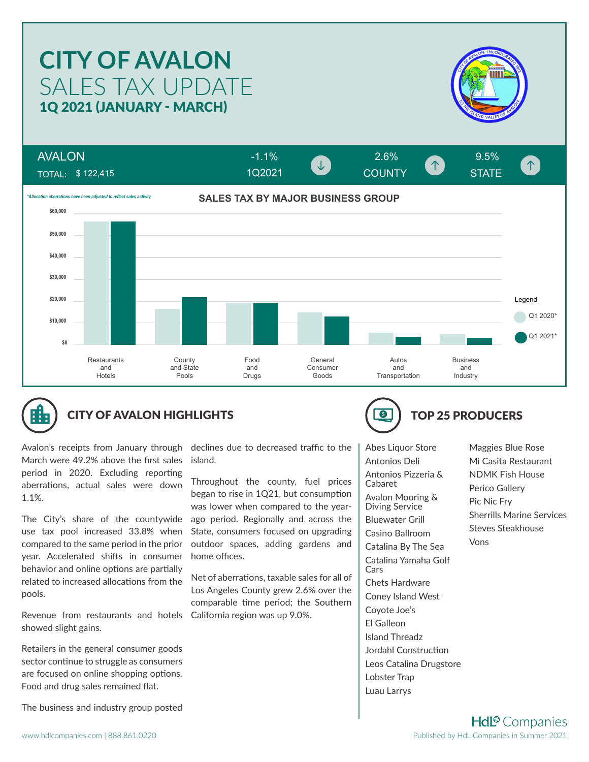# CITY OF AVALON

## SALES TAX UPDATE

### 1Q 2021 (JANUARY - MARCH)

| AVALON | -1.1% | 2.6% | 9.5% |
|---|---|---|---|
| TOTAL: $ 122,415 | 1Q2021 ↓ | COUNTY ↑ | STATE ↑ |

*Allocation aberrations have been adjusted to reflect sales activity*

**SALES TAX BY MAJOR BUSINESS GROUP**

Legend: Q1 2020*, Q1 2021*

Restaurants and Hotels | County and State Pools | Food and Drugs | General Consumer Goods | Autos and Transportation | Business and Industry

## CITY OF AVALON HIGHLIGHTS

Avalon's receipts from January through March were 49.2% above the first sales period in 2020. Excluding reporting aberrations, actual sales were down 1.1%.

The City's share of the countywide use tax pool increased 33.8% when compared to the same period in the prior year. Accelerated shifts in consumer behavior and online options are partially related to increased allocations from the pools.

Revenue from restaurants and hotels showed slight gains.

Retailers in the general consumer goods sector continue to struggle as consumers are focused on online shopping options. Food and drug sales remained flat.

The business and industry group posted declines due to decreased traffic to the island.

Throughout the county, fuel prices began to rise in 1Q21, but consumption was lower when compared to the year-ago period. Regionally and across the State, consumers focused on upgrading outdoor spaces, adding gardens and home offices.

Net of aberrations, taxable sales for all of Los Angeles County grew 2.6% over the comparable time period; the Southern California region was up 9.0%.

## TOP 25 PRODUCERS

- Abes Liquor Store
- Antonios Deli
- Antonios Pizzeria & Cabaret
- Avalon Mooring & Diving Service
- Bluewater Grill
- Casino Ballroom
- Catalina By The Sea
- Catalina Yamaha Golf Cars
- Chets Hardware
- Coney Island West
- Coyote Joe's
- El Galleon
- Island Threadz
- Jordahl Construction
- Leos Catalina Drugstore
- Lobster Trap
- Luau Larrys
- Maggies Blue Rose
- Mi Casita Restaurant
- NDMK Fish House
- Perico Gallery
- Pic Nic Fry
- Sherrills Marine Services
- Steves Steakhouse
- Vons

www.hdlcompanies.com | 888.861.0220

Published by HdL Companies in Summer 2021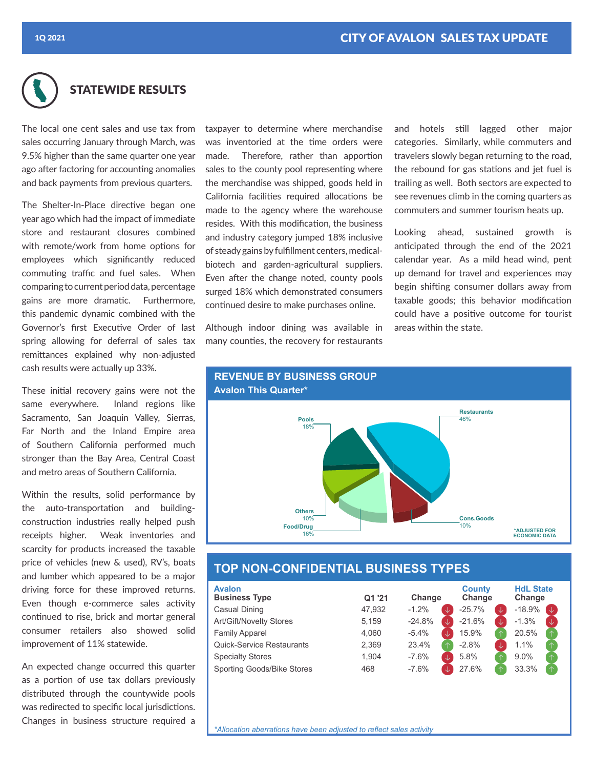## STATEWIDE RESULTS

The local one cent sales and use tax from sales occurring January through March, was 9.5% higher than the same quarter one year ago after factoring for accounting anomalies and back payments from previous quarters.

The Shelter-In-Place directive began one year ago which had the impact of immediate store and restaurant closures combined with remote/work from home options for employees which significantly reduced commuting traffic and fuel sales. When comparing to current period data, percentage gains are more dramatic. Furthermore, this pandemic dynamic combined with the Governor's first Executive Order of last spring allowing for deferral of sales tax remittances explained why non-adjusted cash results were actually up 33%.

These initial recovery gains were not the same everywhere. Inland regions like Sacramento, San Joaquin Valley, Sierras, Far North and the Inland Empire area of Southern California performed much stronger than the Bay Area, Central Coast and metro areas of Southern California.

Within the results, solid performance by the auto-transportation and building-construction industries really helped push receipts higher. Weak inventories and scarcity for products increased the taxable price of vehicles (new & used), RV's, boats and lumber which appeared to be a major driving force for these improved returns. Even though e-commerce sales activity continued to rise, brick and mortar general consumer retailers also showed solid improvement of 11% statewide.

An expected change occurred this quarter as a portion of use tax dollars previously distributed through the countywide pools was redirected to specific local jurisdictions. Changes in business structure required a taxpayer to determine where merchandise was inventoried at the time orders were made. Therefore, rather than apportion sales to the county pool representing where the merchandise was shipped, goods held in California facilities required allocations be made to the agency where the warehouse resides. With this modification, the business and industry category jumped 18% inclusive of steady gains by fulfillment centers, medical-biotech and garden-agricultural suppliers. Even after the change noted, county pools surged 18% which demonstrated consumers continued desire to make purchases online.

Although indoor dining was available in many counties, the recovery for restaurants and hotels still lagged other major categories. Similarly, while commuters and travelers slowly began returning to the road, the rebound for gas stations and jet fuel is trailing as well. Both sectors are expected to see revenues climb in the coming quarters as commuters and summer tourism heats up.

Looking ahead, sustained growth is anticipated through the end of the 2021 calendar year. As a mild head wind, pent up demand for travel and experiences may begin shifting consumer dollars away from taxable goods; this behavior modification could have a positive outcome for tourist areas within the state.

### REVENUE BY BUSINESS GROUP
**Avalon This Quarter***

Restaurants 46%
Pools 18%
Food/Drug 16%
Others 10%
Cons.Goods 10%

*ADJUSTED FOR ECONOMIC DATA

### TOP NON-CONFIDENTIAL BUSINESS TYPES

| Avalon Business Type | Q1 '21 | Change | County Change | HdL State Change |
|---|---|---|---|---|
| Casual Dining | 47,932 | -1.2% ↓ | -25.7% ↓ | -18.9% ↓ |
| Art/Gift/Novelty Stores | 5,159 | -24.8% ↓ | -21.6% ↓ | -1.3% ↓ |
| Family Apparel | 4,060 | -5.4% ↓ | 15.9% ↑ | 20.5% ↑ |
| Quick-Service Restaurants | 2,369 | 23.4% ↑ | -2.8% ↓ | 1.1% ↑ |
| Specialty Stores | 1,904 | -7.6% ↓ | 5.8% ↑ | 9.0% ↑ |
| Sporting Goods/Bike Stores | 468 | -7.6% ↓ | 27.6% ↑ | 33.3% ↑ |

*Allocation aberrations have been adjusted to reflect sales activity*